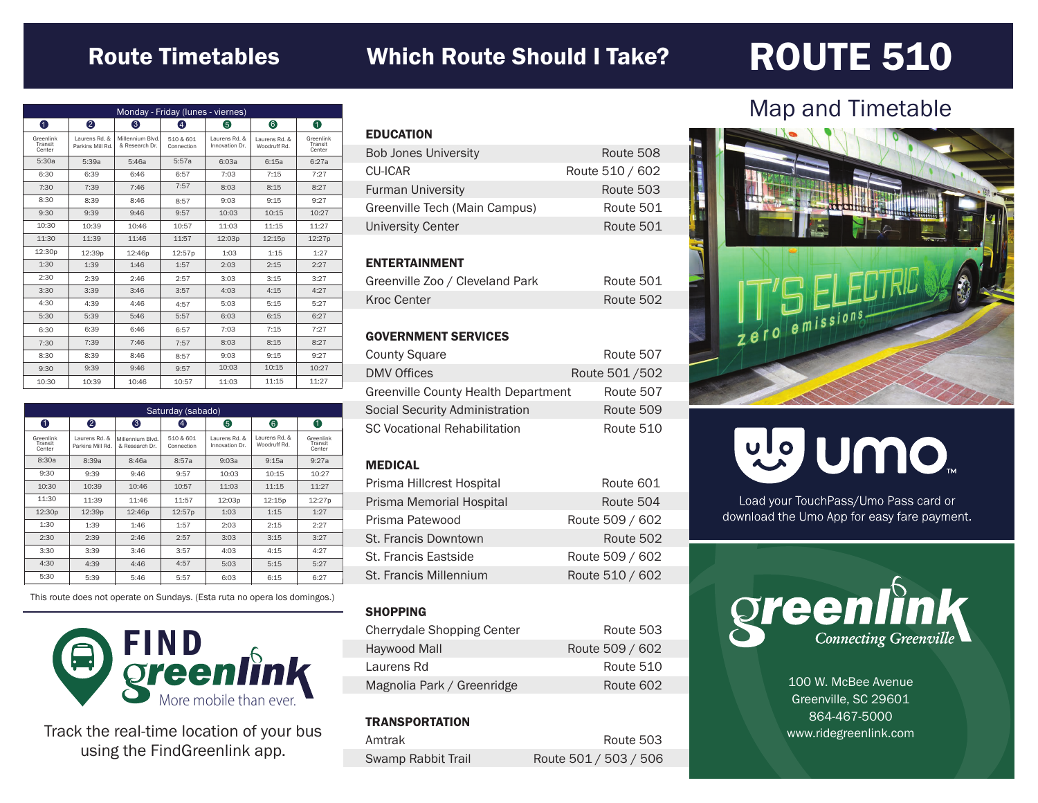# ROUTE 510

## Map and Timetable

## Route Timetables

**Monday - Friday (lunes - viernes)**

| 1 Greenlink Transit Center | 2 Laurens Rd. & Parkins Mill Rd. | 3 Millennium Blvd. & Research Dr. | 4 510 & 601 Connection | 5 Laurens Rd. & Innovation Dr. | 6 Laurens Rd. & Woodruff Rd. | 1 Greenlink Transit Center |
|---|---|---|---|---|---|---|
| 5:30a | 5:39a | 5:46a | 5:57a | 6:03a | 6:15a | 6:27a |
| 6:30 | 6:39 | 6:46 | 6:57 | 7:03 | 7:15 | 7:27 |
| 7:30 | 7:39 | 7:46 | 7:57 | 8:03 | 8:15 | 8:27 |
| 8:30 | 8:39 | 8:46 | 8:57 | 9:03 | 9:15 | 9:27 |
| 9:30 | 9:39 | 9:46 | 9:57 | 10:03 | 10:15 | 10:27 |
| 10:30 | 10:39 | 10:46 | 10:57 | 11:03 | 11:15 | 11:27 |
| 11:30 | 11:39 | 11:46 | 11:57 | 12:03p | 12:15p | 12:27p |
| 12:30p | 12:39p | 12:46p | 12:57p | 1:03 | 1:15 | 1:27 |
| 1:30 | 1:39 | 1:46 | 1:57 | 2:03 | 2:15 | 2:27 |
| 2:30 | 2:39 | 2:46 | 2:57 | 3:03 | 3:15 | 3:27 |
| 3:30 | 3:39 | 3:46 | 3:57 | 4:03 | 4:15 | 4:27 |
| 4:30 | 4:39 | 4:46 | 4:57 | 5:03 | 5:15 | 5:27 |
| 5:30 | 5:39 | 5:46 | 5:57 | 6:03 | 6:15 | 6:27 |
| 6:30 | 6:39 | 6:46 | 6:57 | 7:03 | 7:15 | 7:27 |
| 7:30 | 7:39 | 7:46 | 7:57 | 8:03 | 8:15 | 8:27 |
| 8:30 | 8:39 | 8:46 | 8:57 | 9:03 | 9:15 | 9:27 |
| 9:30 | 9:39 | 9:46 | 9:57 | 10:03 | 10:15 | 10:27 |
| 10:30 | 10:39 | 10:46 | 10:57 | 11:03 | 11:15 | 11:27 |

**Saturday (sabado)**

| 1 Greenlink Transit Center | 2 Laurens Rd. & Parkins Mill Rd. | 3 Millennium Blvd. & Research Dr. | 4 510 & 601 Connection | 5 Laurens Rd. & Innovation Dr. | 6 Laurens Rd. & Woodruff Rd. | 1 Greenlink Transit Center |
|---|---|---|---|---|---|---|
| 8:30a | 8:39a | 8:46a | 8:57a | 9:03a | 9:15a | 9:27a |
| 9:30 | 9:39 | 9:46 | 9:57 | 10:03 | 10:15 | 10:27 |
| 10:30 | 10:39 | 10:46 | 10:57 | 11:03 | 11:15 | 11:27 |
| 11:30 | 11:39 | 11:46 | 11:57 | 12:03p | 12:15p | 12:27p |
| 12:30p | 12:39p | 12:46p | 12:57p | 1:03 | 1:15 | 1:27 |
| 1:30 | 1:39 | 1:46 | 1:57 | 2:03 | 2:15 | 2:27 |
| 2:30 | 2:39 | 2:46 | 2:57 | 3:03 | 3:15 | 3:27 |
| 3:30 | 3:39 | 3:46 | 3:57 | 4:03 | 4:15 | 4:27 |
| 4:30 | 4:39 | 4:46 | 4:57 | 5:03 | 5:15 | 5:27 |
| 5:30 | 5:39 | 5:46 | 5:57 | 6:03 | 6:15 | 6:27 |

This route does not operate on Sundays. (Esta ruta no opera los domingos.)

**FIND greenlink** More mobile than ever.

Track the real-time location of your bus using the FindGreenlink app.

## Which Route Should I Take?

### EDUCATION

| | |
|---|---|
| Bob Jones University | Route 508 |
| CU-ICAR | Route 510 / 602 |
| Furman University | Route 503 |
| Greenville Tech (Main Campus) | Route 501 |
| University Center | Route 501 |

### ENTERTAINMENT

| | |
|---|---|
| Greenville Zoo / Cleveland Park | Route 501 |
| Kroc Center | Route 502 |

### GOVERNMENT SERVICES

| | |
|---|---|
| County Square | Route 507 |
| DMV Offices | Route 501 /502 |
| Greenville County Health Department | Route 507 |
| Social Security Administration | Route 509 |
| SC Vocational Rehabilitation | Route 510 |

### MEDICAL

| | |
|---|---|
| Prisma Hillcrest Hospital | Route 601 |
| Prisma Memorial Hospital | Route 504 |
| Prisma Patewood | Route 509 / 602 |
| St. Francis Downtown | Route 502 |
| St. Francis Eastside | Route 509 / 602 |
| St. Francis Millennium | Route 510 / 602 |

### SHOPPING

| | |
|---|---|
| Cherrydale Shopping Center | Route 503 |
| Haywood Mall | Route 509 / 602 |
| Laurens Rd | Route 510 |
| Magnolia Park / Greenridge | Route 602 |

### TRANSPORTATION

| | |
|---|---|
| Amtrak | Route 503 |
| Swamp Rabbit Trail | Route 501 / 503 / 506 |

**umo**™

Load your TouchPass/Umo Pass card or download the Umo App for easy fare payment.

**greenlink** *Connecting Greenville*

100 W. McBee Avenue
Greenville, SC 29601
864-467-5000
www.ridegreenlink.com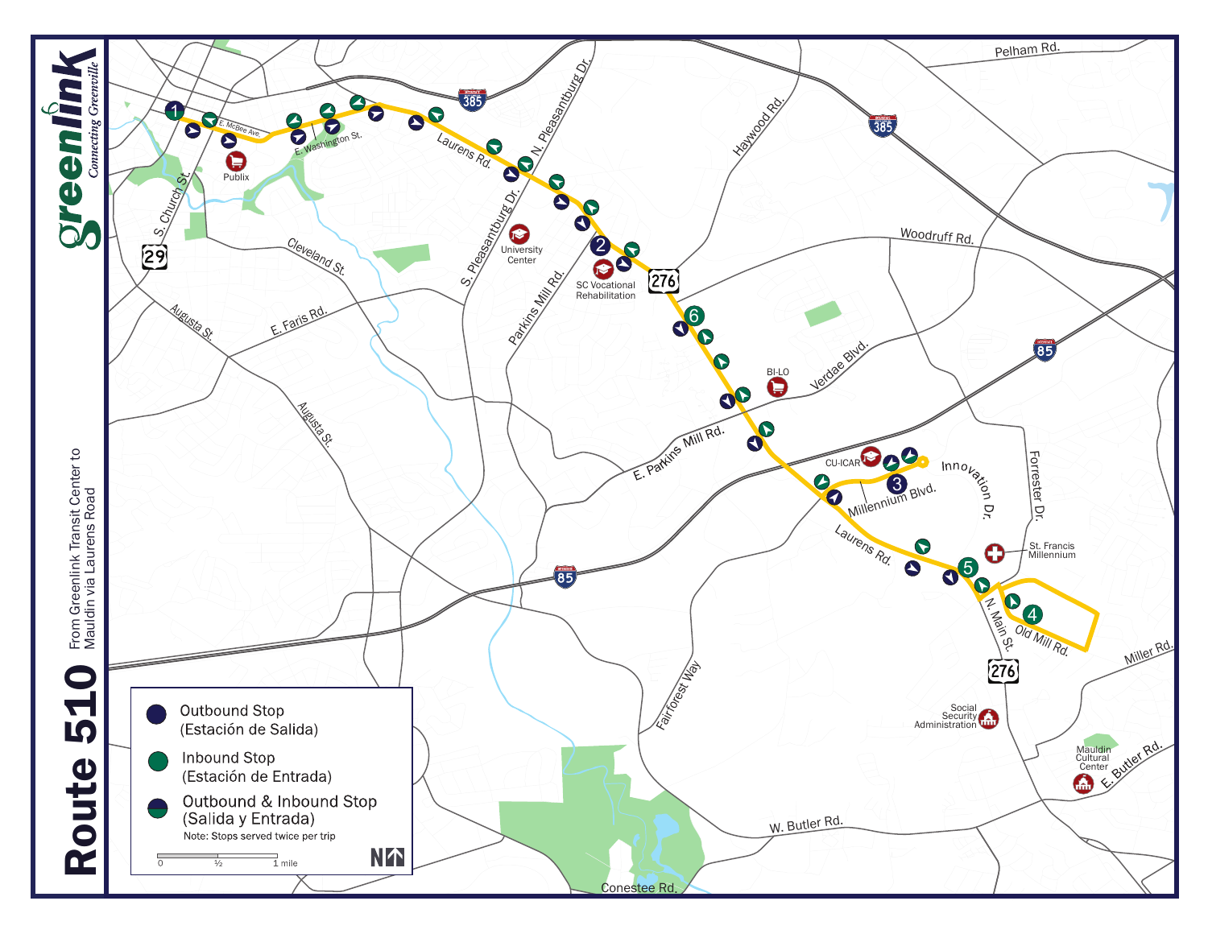# Route 510

From Greenlink Transit Center to Mauldin via Laurens Road

greenlink
*Connecting Greenville*

Outbound Stop
(Estación de Salida)

Inbound Stop
(Estación de Entrada)

Outbound & Inbound Stop
(Salida y Entrada)

Note: Stops served twice per trip

0 ½ 1 mile

N

1
2
3
4
5
6

E. McBee Ave.
E. Washington St.
Laurens Rd.
N. Pleasantburg Dr.
S. Pleasantburg Dr.
Parkins Mill Rd.
S. Church St.
Cleveland St.
E. Faris Rd.
Augusta St.
Haywood Rd.
Woodruff Rd.
Verdae Blvd.
E. Parkins Mill Rd.
Millennium Blvd.
Innovation Dr.
Forrester Dr.
N. Main St.
Old Mill Rd.
Miller Rd.
E. Butler Rd.
W. Butler Rd.
Fairforest Way
Conestee Rd.
Pelham Rd.

29
276
385
85

Publix
University Center
SC Vocational Rehabilitation
BI-LO
CU-ICAR
St. Francis Millennium
Social Security Administration
Mauldin Cultural Center